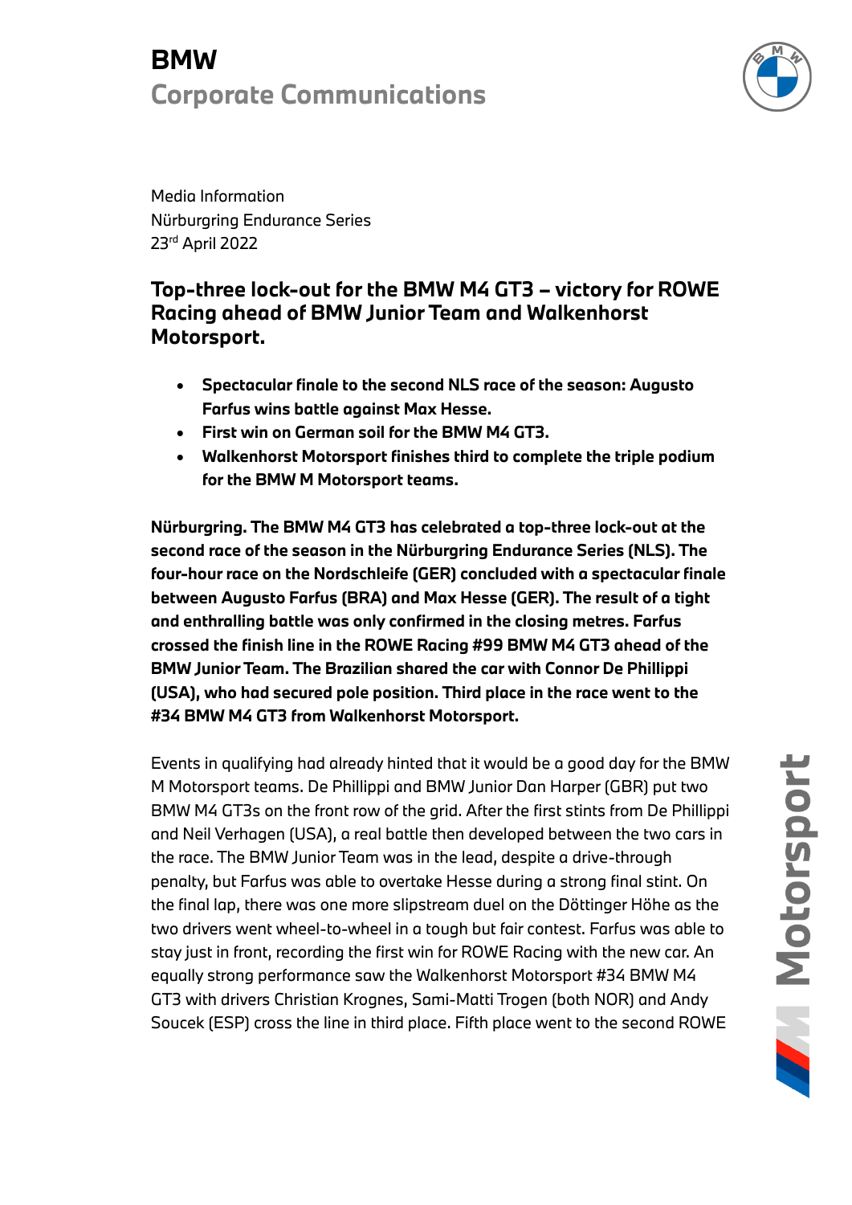# BMW
## Corporate Communications

Media Information
Nürburgring Endurance Series
23rd April 2022

### Top-three lock-out for the BMW M4 GT3 – victory for ROWE Racing ahead of BMW Junior Team and Walkenhorst Motorsport.

- **Spectacular finale to the second NLS race of the season: Augusto Farfus wins battle against Max Hesse.**
- **First win on German soil for the BMW M4 GT3.**
- **Walkenhorst Motorsport finishes third to complete the triple podium for the BMW M Motorsport teams.**

**Nürburgring. The BMW M4 GT3 has celebrated a top-three lock-out at the second race of the season in the Nürburgring Endurance Series (NLS). The four-hour race on the Nordschleife (GER) concluded with a spectacular finale between Augusto Farfus (BRA) and Max Hesse (GER). The result of a tight and enthralling battle was only confirmed in the closing metres. Farfus crossed the finish line in the ROWE Racing #99 BMW M4 GT3 ahead of the BMW Junior Team. The Brazilian shared the car with Connor De Phillippi (USA), who had secured pole position. Third place in the race went to the #34 BMW M4 GT3 from Walkenhorst Motorsport.**

Events in qualifying had already hinted that it would be a good day for the BMW M Motorsport teams. De Phillippi and BMW Junior Dan Harper (GBR) put two BMW M4 GT3s on the front row of the grid. After the first stints from De Phillippi and Neil Verhagen (USA), a real battle then developed between the two cars in the race. The BMW Junior Team was in the lead, despite a drive-through penalty, but Farfus was able to overtake Hesse during a strong final stint. On the final lap, there was one more slipstream duel on the Döttinger Höhe as the two drivers went wheel-to-wheel in a tough but fair contest. Farfus was able to stay just in front, recording the first win for ROWE Racing with the new car. An equally strong performance saw the Walkenhorst Motorsport #34 BMW M4 GT3 with drivers Christian Krognes, Sami-Matti Trogen (both NOR) and Andy Soucek (ESP) cross the line in third place. Fifth place went to the second ROWE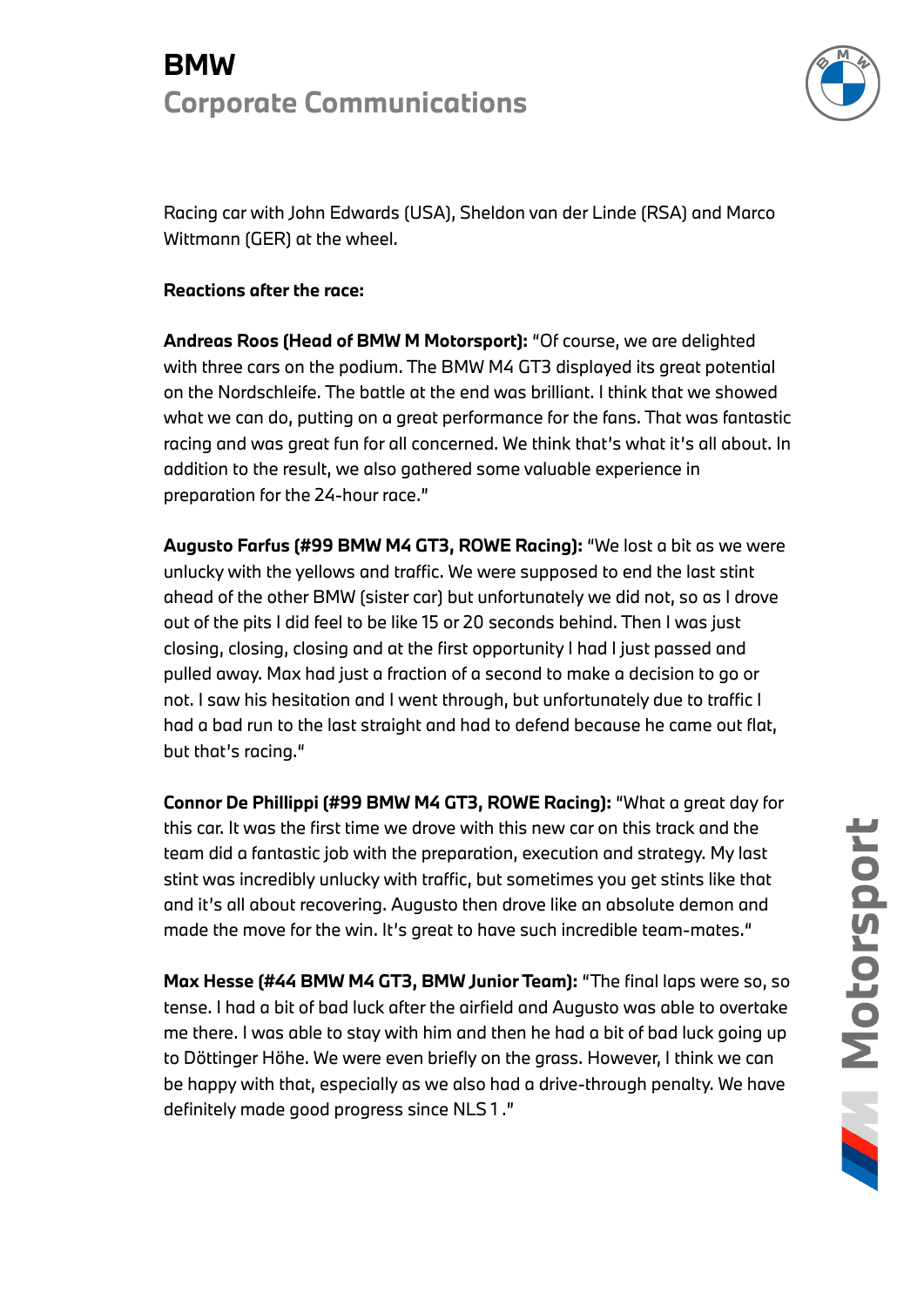Racing car with John Edwards (USA), Sheldon van der Linde (RSA) and Marco Wittmann (GER) at the wheel.

**Reactions after the race:**

**Andreas Roos (Head of BMW M Motorsport):** "Of course, we are delighted with three cars on the podium. The BMW M4 GT3 displayed its great potential on the Nordschleife. The battle at the end was brilliant. I think that we showed what we can do, putting on a great performance for the fans. That was fantastic racing and was great fun for all concerned. We think that's what it's all about. In addition to the result, we also gathered some valuable experience in preparation for the 24-hour race."

**Augusto Farfus (#99 BMW M4 GT3, ROWE Racing):** "We lost a bit as we were unlucky with the yellows and traffic. We were supposed to end the last stint ahead of the other BMW (sister car) but unfortunately we did not, so as I drove out of the pits I did feel to be like 15 or 20 seconds behind. Then I was just closing, closing, closing and at the first opportunity I had I just passed and pulled away. Max had just a fraction of a second to make a decision to go or not. I saw his hesitation and I went through, but unfortunately due to traffic I had a bad run to the last straight and had to defend because he came out flat, but that's racing."

**Connor De Phillippi (#99 BMW M4 GT3, ROWE Racing):** "What a great day for this car. It was the first time we drove with this new car on this track and the team did a fantastic job with the preparation, execution and strategy. My last stint was incredibly unlucky with traffic, but sometimes you get stints like that and it's all about recovering. Augusto then drove like an absolute demon and made the move for the win. It's great to have such incredible team-mates."

**Max Hesse (#44 BMW M4 GT3, BMW Junior Team):** "The final laps were so, so tense. I had a bit of bad luck after the airfield and Augusto was able to overtake me there. I was able to stay with him and then he had a bit of bad luck going up to Döttinger Höhe. We were even briefly on the grass. However, I think we can be happy with that, especially as we also had a drive-through penalty. We have definitely made good progress since NLS 1."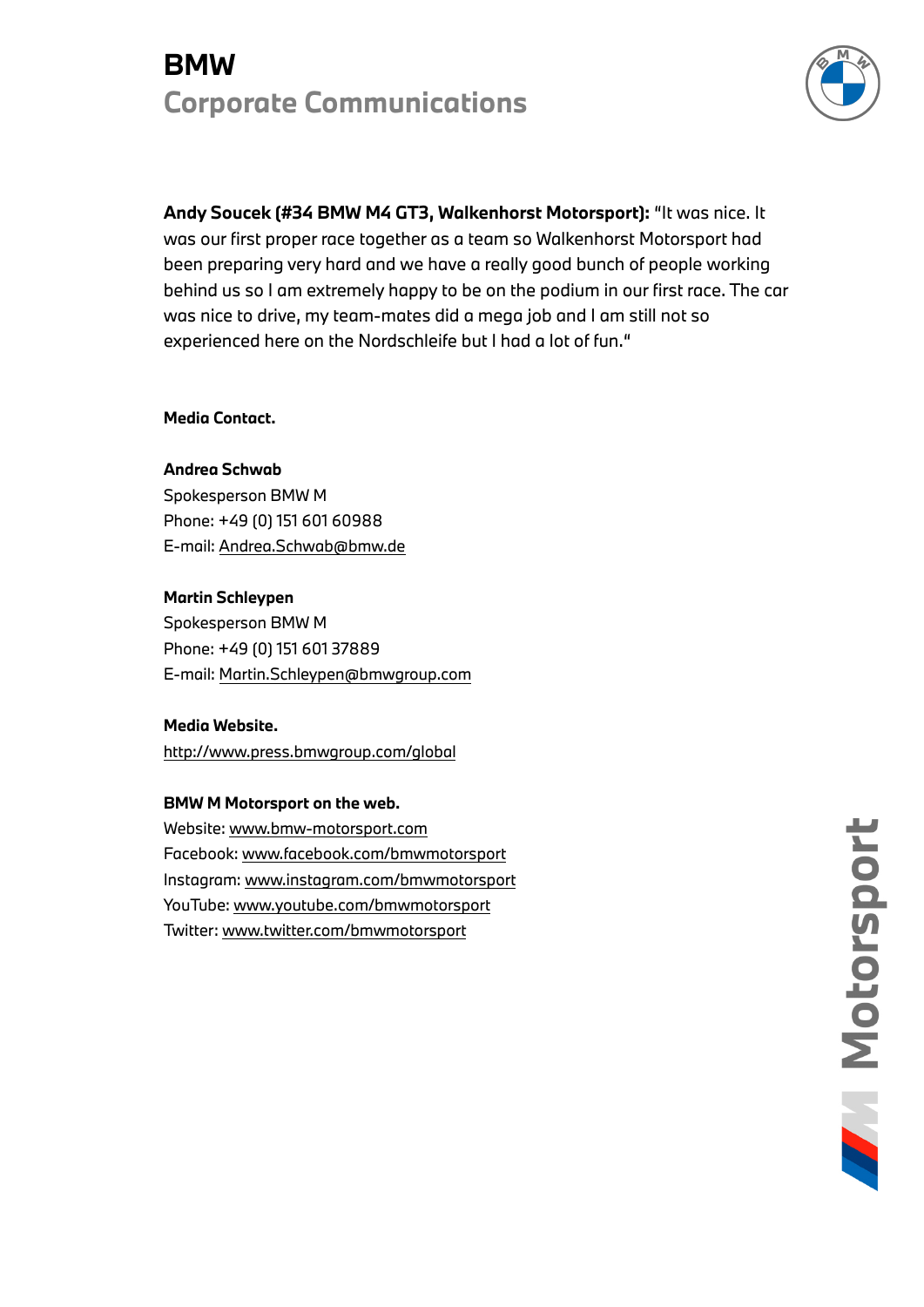**Andy Soucek (#34 BMW M4 GT3, Walkenhorst Motorsport):** "It was nice. It was our first proper race together as a team so Walkenhorst Motorsport had been preparing very hard and we have a really good bunch of people working behind us so I am extremely happy to be on the podium in our first race. The car was nice to drive, my team-mates did a mega job and I am still not so experienced here on the Nordschleife but I had a lot of fun."

**Media Contact.**

**Andrea Schwab**
Spokesperson BMW M
Phone: +49 (0) 151 601 60988
E-mail: Andrea.Schwab@bmw.de

**Martin Schleypen**
Spokesperson BMW M
Phone: +49 (0) 151 601 37889
E-mail: Martin.Schleypen@bmwgroup.com

**Media Website.**
http://www.press.bmwgroup.com/global

**BMW M Motorsport on the web.**
Website: www.bmw-motorsport.com
Facebook: www.facebook.com/bmwmotorsport
Instagram: www.instagram.com/bmwmotorsport
YouTube: www.youtube.com/bmwmotorsport
Twitter: www.twitter.com/bmwmotorsport